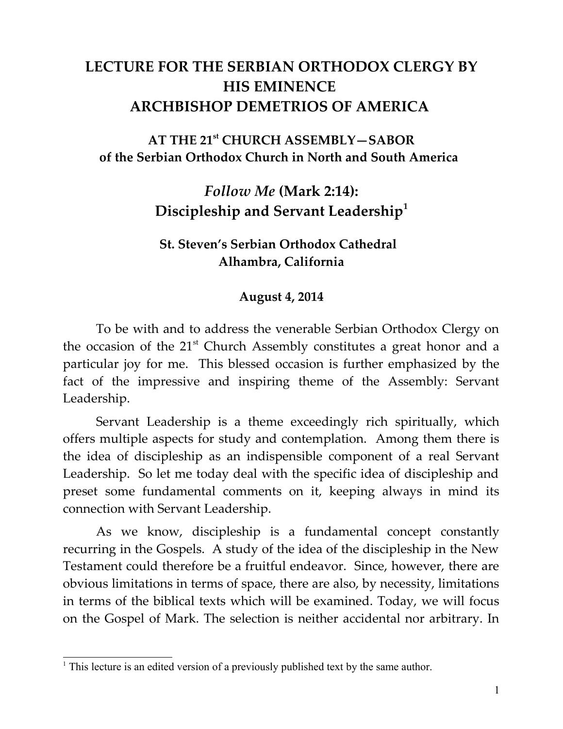# LECTURE FOR THE SERBIAN ORTHODOX CLERGY BY HIS EMINENCE ARCHBISHOP DEMETRIOS OF AMERICA

## AT THE 21st CHURCH ASSEMBLY—SABOR of the Serbian Orthodox Church in North and South America

## *Follow Me* (Mark 2:14): Discipleship and Servant Leadership[1]

### St. Steven's Serbian Orthodox Cathedral Alhambra, California

**August 4, 2014**

To be with and to address the venerable Serbian Orthodox Clergy on the occasion of the 21st Church Assembly constitutes a great honor and a particular joy for me. This blessed occasion is further emphasized by the fact of the impressive and inspiring theme of the Assembly: Servant Leadership.

Servant Leadership is a theme exceedingly rich spiritually, which offers multiple aspects for study and contemplation. Among them there is the idea of discipleship as an indispensible component of a real Servant Leadership. So let me today deal with the specific idea of discipleship and preset some fundamental comments on it, keeping always in mind its connection with Servant Leadership.

As we know, discipleship is a fundamental concept constantly recurring in the Gospels. A study of the idea of the discipleship in the New Testament could therefore be a fruitful endeavor. Since, however, there are obvious limitations in terms of space, there are also, by necessity, limitations in terms of the biblical texts which will be examined. Today, we will focus on the Gospel of Mark. The selection is neither accidental nor arbitrary. In

---

[1] This lecture is an edited version of a previously published text by the same author.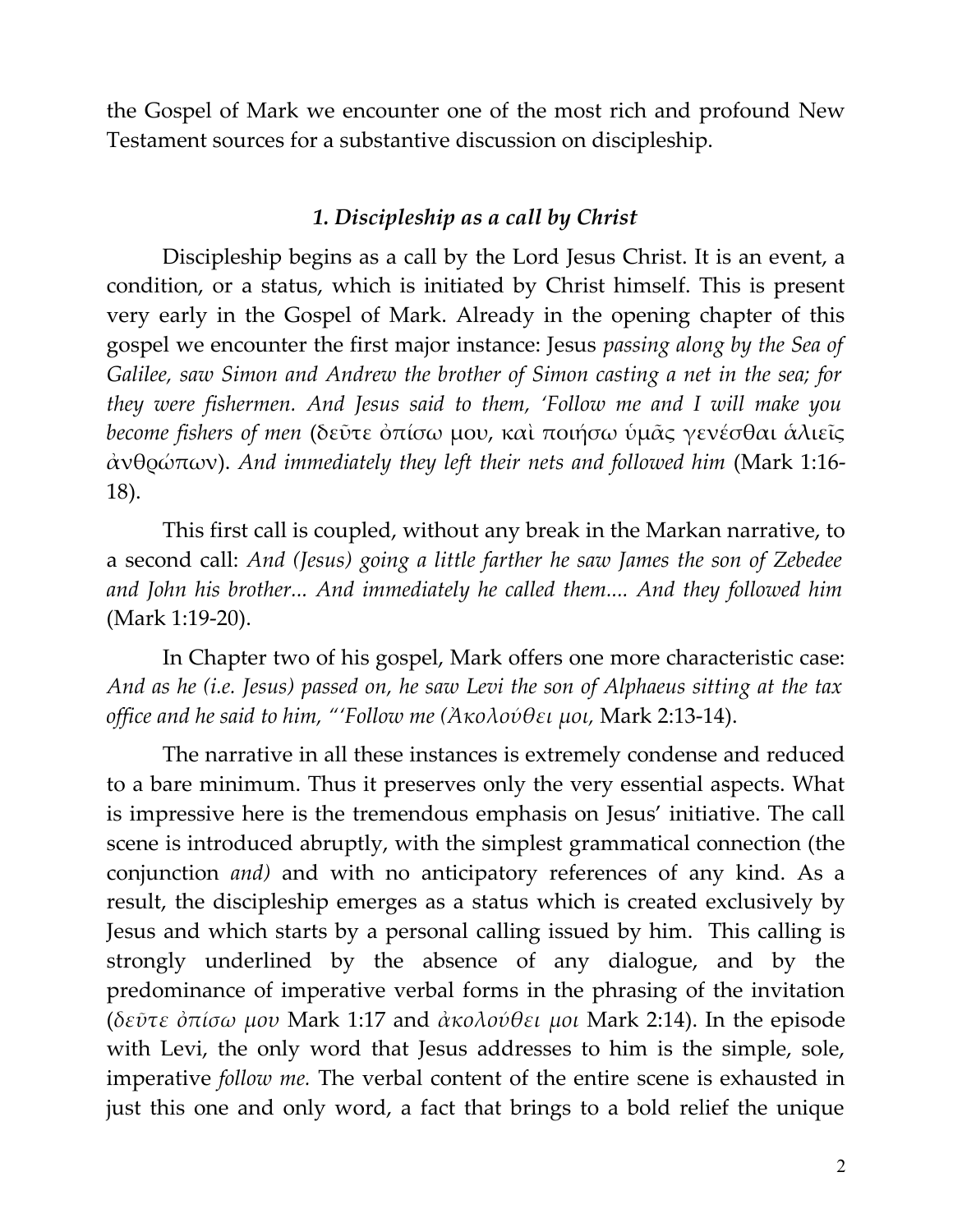the Gospel of Mark we encounter one of the most rich and profound New Testament sources for a substantive discussion on discipleship.

### *1. Discipleship as a call by Christ*

Discipleship begins as a call by the Lord Jesus Christ. It is an event, a condition, or a status, which is initiated by Christ himself. This is present very early in the Gospel of Mark. Already in the opening chapter of this gospel we encounter the first major instance: Jesus *passing along by the Sea of Galilee, saw Simon and Andrew the brother of Simon casting a net in the sea; for they were fishermen. And Jesus said to them, 'Follow me and I will make you become fishers of men* (δεῦτε ὀπίσω μου, καὶ ποιήσω ὑμᾶς γενέσθαι ἁλιεῖς ἀνθρώπων). *And immediately they left their nets and followed him* (Mark 1:16-18).

This first call is coupled, without any break in the Markan narrative, to a second call: *And (Jesus) going a little farther he saw James the son of Zebedee and John his brother... And immediately he called them.... And they followed him* (Mark 1:19-20).

In Chapter two of his gospel, Mark offers one more characteristic case: *And as he (i.e. Jesus) passed on, he saw Levi the son of Alphaeus sitting at the tax office and he said to him, "'Follow me (Ἀκολούθει μοι,* Mark 2:13-14).

The narrative in all these instances is extremely condense and reduced to a bare minimum. Thus it preserves only the very essential aspects. What is impressive here is the tremendous emphasis on Jesus' initiative. The call scene is introduced abruptly, with the simplest grammatical connection (the conjunction *and)* and with no anticipatory references of any kind. As a result, the discipleship emerges as a status which is created exclusively by Jesus and which starts by a personal calling issued by him. This calling is strongly underlined by the absence of any dialogue, and by the predominance of imperative verbal forms in the phrasing of the invitation (*δεῦτε ὀπίσω μου* Mark 1:17 and *ἀκολούθει μοι* Mark 2:14). In the episode with Levi, the only word that Jesus addresses to him is the simple, sole, imperative *follow me.* The verbal content of the entire scene is exhausted in just this one and only word, a fact that brings to a bold relief the unique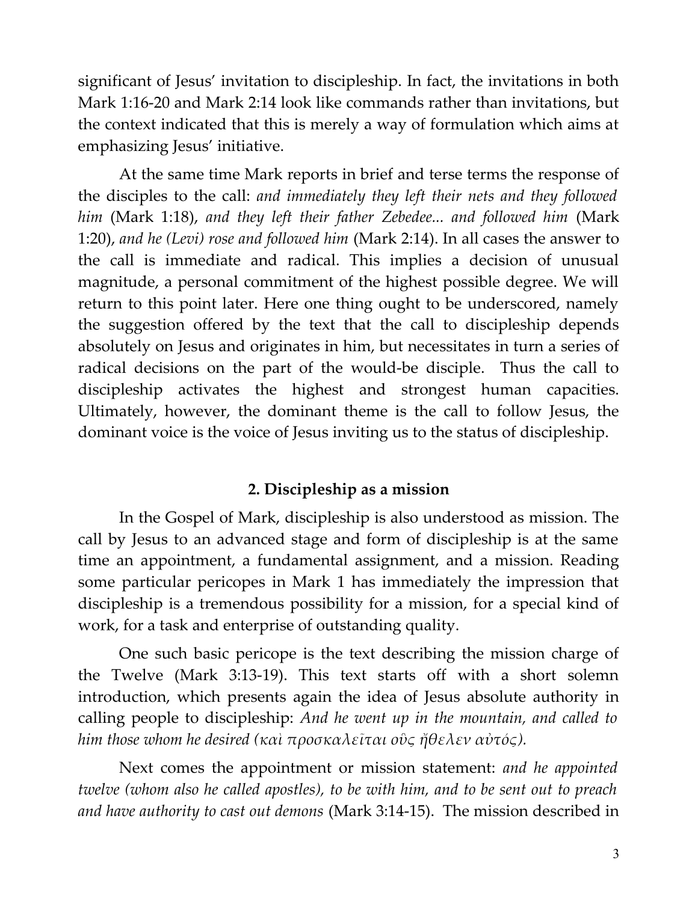significant of Jesus' invitation to discipleship. In fact, the invitations in both Mark 1:16-20 and Mark 2:14 look like commands rather than invitations, but the context indicated that this is merely a way of formulation which aims at emphasizing Jesus' initiative.

At the same time Mark reports in brief and terse terms the response of the disciples to the call: *and immediately they left their nets and they followed him* (Mark 1:18), *and they left their father Zebedee... and followed him* (Mark 1:20), *and he (Levi) rose and followed him* (Mark 2:14). In all cases the answer to the call is immediate and radical. This implies a decision of unusual magnitude, a personal commitment of the highest possible degree. We will return to this point later. Here one thing ought to be underscored, namely the suggestion offered by the text that the call to discipleship depends absolutely on Jesus and originates in him, but necessitates in turn a series of radical decisions on the part of the would-be disciple. Thus the call to discipleship activates the highest and strongest human capacities. Ultimately, however, the dominant theme is the call to follow Jesus, the dominant voice is the voice of Jesus inviting us to the status of discipleship.

## 2. Discipleship as a mission

In the Gospel of Mark, discipleship is also understood as mission. The call by Jesus to an advanced stage and form of discipleship is at the same time an appointment, a fundamental assignment, and a mission. Reading some particular pericopes in Mark 1 has immediately the impression that discipleship is a tremendous possibility for a mission, for a special kind of work, for a task and enterprise of outstanding quality.

One such basic pericope is the text describing the mission charge of the Twelve (Mark 3:13-19). This text starts off with a short solemn introduction, which presents again the idea of Jesus absolute authority in calling people to discipleship: *And he went up in the mountain, and called to him those whom he desired (καὶ προσκαλεῖται οὓς ἤθελεν αὐτός).*

Next comes the appointment or mission statement: *and he appointed twelve (whom also he called apostles), to be with him, and to be sent out to preach and have authority to cast out demons* (Mark 3:14-15). The mission described in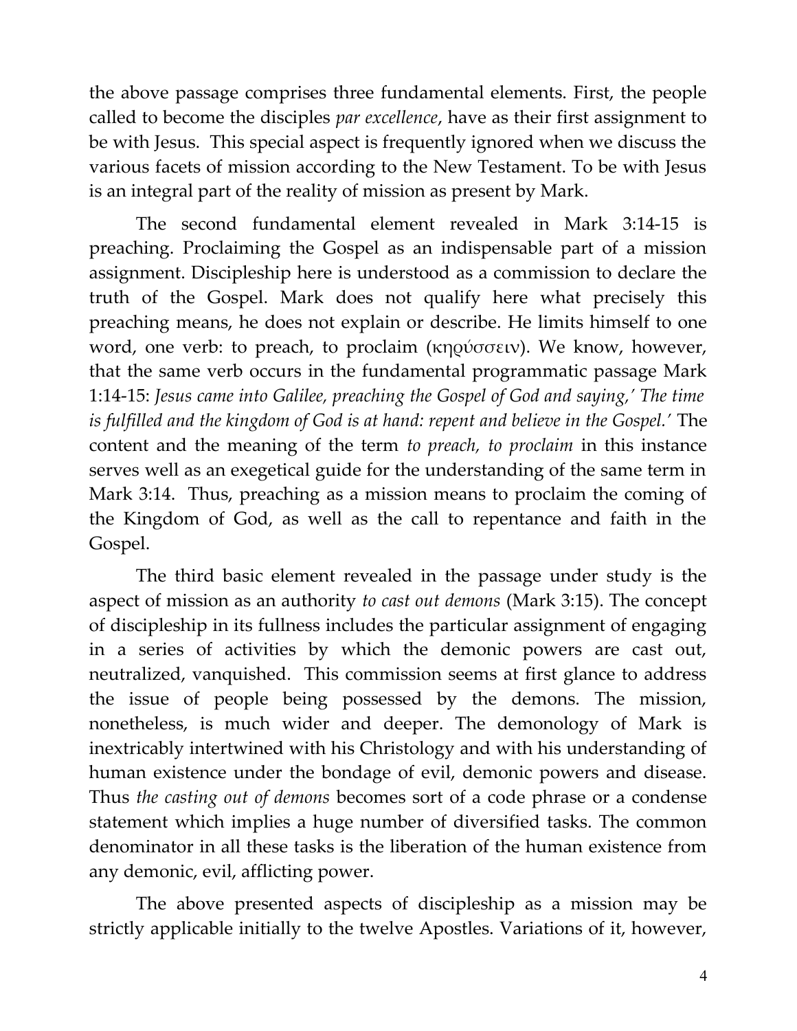the above passage comprises three fundamental elements. First, the people called to become the disciples *par excellence*, have as their first assignment to be with Jesus. This special aspect is frequently ignored when we discuss the various facets of mission according to the New Testament. To be with Jesus is an integral part of the reality of mission as present by Mark.

The second fundamental element revealed in Mark 3:14-15 is preaching. Proclaiming the Gospel as an indispensable part of a mission assignment. Discipleship here is understood as a commission to declare the truth of the Gospel. Mark does not qualify here what precisely this preaching means, he does not explain or describe. He limits himself to one word, one verb: to preach, to proclaim (κηρύσσειν). We know, however, that the same verb occurs in the fundamental programmatic passage Mark 1:14-15: *Jesus came into Galilee, preaching the Gospel of God and saying,' The time is fulfilled and the kingdom of God is at hand: repent and believe in the Gospel.'* The content and the meaning of the term *to preach, to proclaim* in this instance serves well as an exegetical guide for the understanding of the same term in Mark 3:14. Thus, preaching as a mission means to proclaim the coming of the Kingdom of God, as well as the call to repentance and faith in the Gospel.

The third basic element revealed in the passage under study is the aspect of mission as an authority *to cast out demons* (Mark 3:15). The concept of discipleship in its fullness includes the particular assignment of engaging in a series of activities by which the demonic powers are cast out, neutralized, vanquished. This commission seems at first glance to address the issue of people being possessed by the demons. The mission, nonetheless, is much wider and deeper. The demonology of Mark is inextricably intertwined with his Christology and with his understanding of human existence under the bondage of evil, demonic powers and disease. Thus *the casting out of demons* becomes sort of a code phrase or a condense statement which implies a huge number of diversified tasks. The common denominator in all these tasks is the liberation of the human existence from any demonic, evil, afflicting power.

The above presented aspects of discipleship as a mission may be strictly applicable initially to the twelve Apostles. Variations of it, however,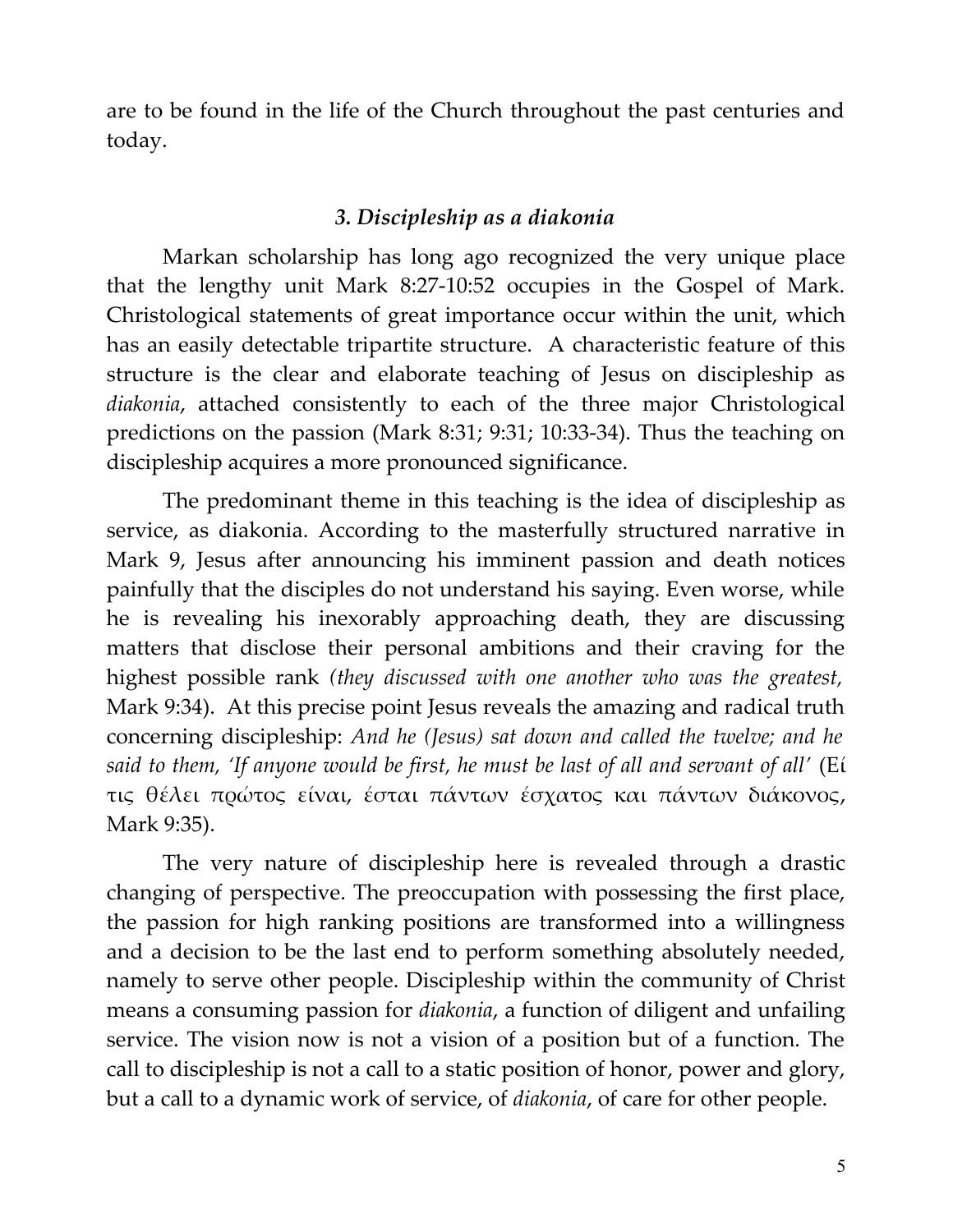are to be found in the life of the Church throughout the past centuries and today.

### *3. Discipleship as a diakonia*

Markan scholarship has long ago recognized the very unique place that the lengthy unit Mark 8:27-10:52 occupies in the Gospel of Mark. Christological statements of great importance occur within the unit, which has an easily detectable tripartite structure. A characteristic feature of this structure is the clear and elaborate teaching of Jesus on discipleship as *diakonia*, attached consistently to each of the three major Christological predictions on the passion (Mark 8:31; 9:31; 10:33-34). Thus the teaching on discipleship acquires a more pronounced significance.

The predominant theme in this teaching is the idea of discipleship as service, as diakonia. According to the masterfully structured narrative in Mark 9, Jesus after announcing his imminent passion and death notices painfully that the disciples do not understand his saying. Even worse, while he is revealing his inexorably approaching death, they are discussing matters that disclose their personal ambitions and their craving for the highest possible rank *(they discussed with one another who was the greatest,* Mark 9:34). At this precise point Jesus reveals the amazing and radical truth concerning discipleship: *And he (Jesus) sat down and called the twelve; and he said to them, 'If anyone would be first, he must be last of all and servant of all'* (Εί τις θέλει πρώτος είναι, έσται πάντων έσχατος και πάντων διάκονος, Mark 9:35).

The very nature of discipleship here is revealed through a drastic changing of perspective. The preoccupation with possessing the first place, the passion for high ranking positions are transformed into a willingness and a decision to be the last end to perform something absolutely needed, namely to serve other people. Discipleship within the community of Christ means a consuming passion for *diakonia*, a function of diligent and unfailing service. The vision now is not a vision of a position but of a function. The call to discipleship is not a call to a static position of honor, power and glory, but a call to a dynamic work of service, of *diakonia*, of care for other people.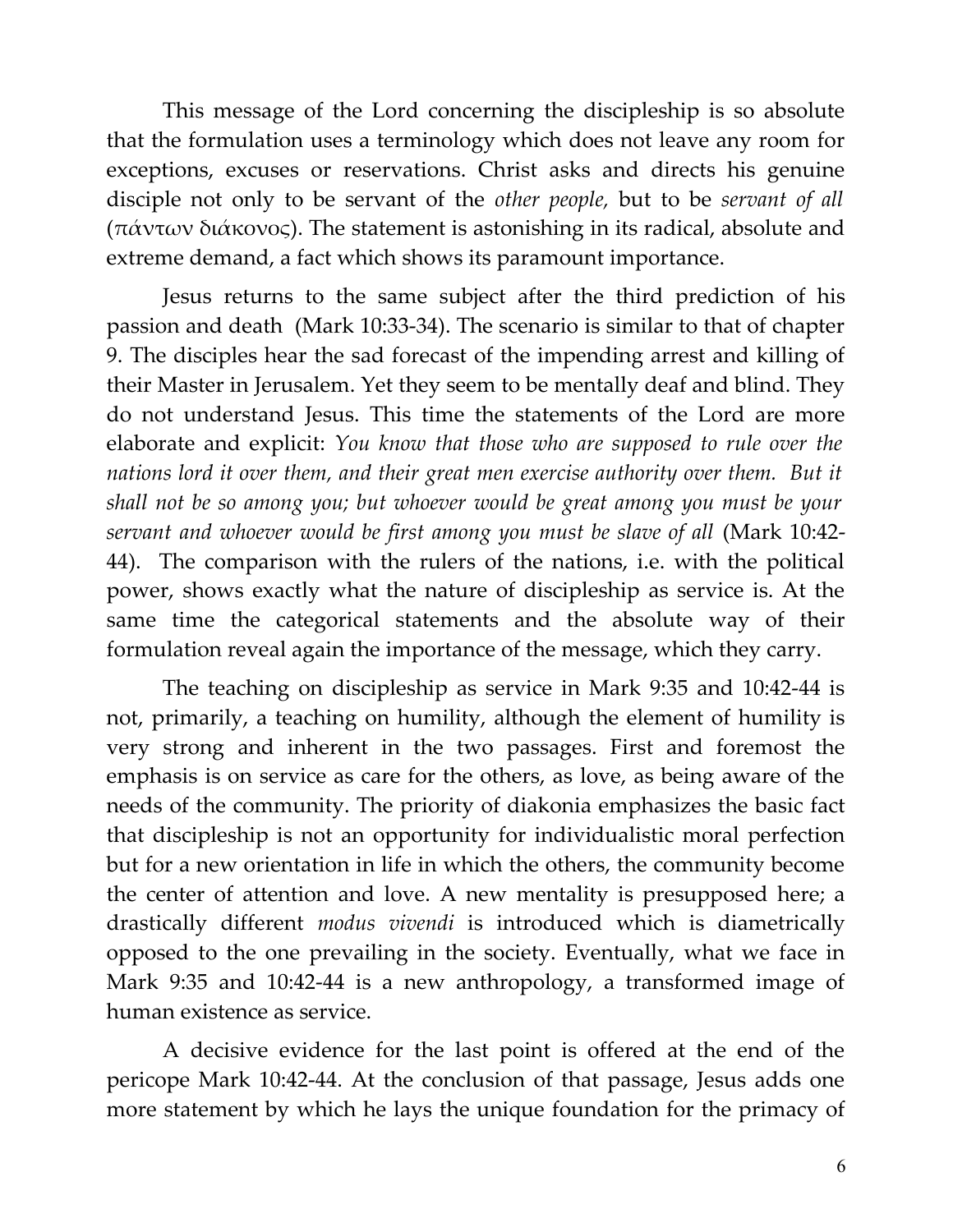This message of the Lord concerning the discipleship is so absolute that the formulation uses a terminology which does not leave any room for exceptions, excuses or reservations. Christ asks and directs his genuine disciple not only to be servant of the *other people,* but to be *servant of all* (πάντων διάκονος). The statement is astonishing in its radical, absolute and extreme demand, a fact which shows its paramount importance.

Jesus returns to the same subject after the third prediction of his passion and death (Mark 10:33-34). The scenario is similar to that of chapter 9. The disciples hear the sad forecast of the impending arrest and killing of their Master in Jerusalem. Yet they seem to be mentally deaf and blind. They do not understand Jesus. This time the statements of the Lord are more elaborate and explicit: *You know that those who are supposed to rule over the nations lord it over them, and their great men exercise authority over them. But it shall not be so among you; but whoever would be great among you must be your servant and whoever would be first among you must be slave of all* (Mark 10:42-44). The comparison with the rulers of the nations, i.e. with the political power, shows exactly what the nature of discipleship as service is. At the same time the categorical statements and the absolute way of their formulation reveal again the importance of the message, which they carry.

The teaching on discipleship as service in Mark 9:35 and 10:42-44 is not, primarily, a teaching on humility, although the element of humility is very strong and inherent in the two passages. First and foremost the emphasis is on service as care for the others, as love, as being aware of the needs of the community. The priority of diakonia emphasizes the basic fact that discipleship is not an opportunity for individualistic moral perfection but for a new orientation in life in which the others, the community become the center of attention and love. A new mentality is presupposed here; a drastically different *modus vivendi* is introduced which is diametrically opposed to the one prevailing in the society. Eventually, what we face in Mark 9:35 and 10:42-44 is a new anthropology, a transformed image of human existence as service.

A decisive evidence for the last point is offered at the end of the pericope Mark 10:42-44. At the conclusion of that passage, Jesus adds one more statement by which he lays the unique foundation for the primacy of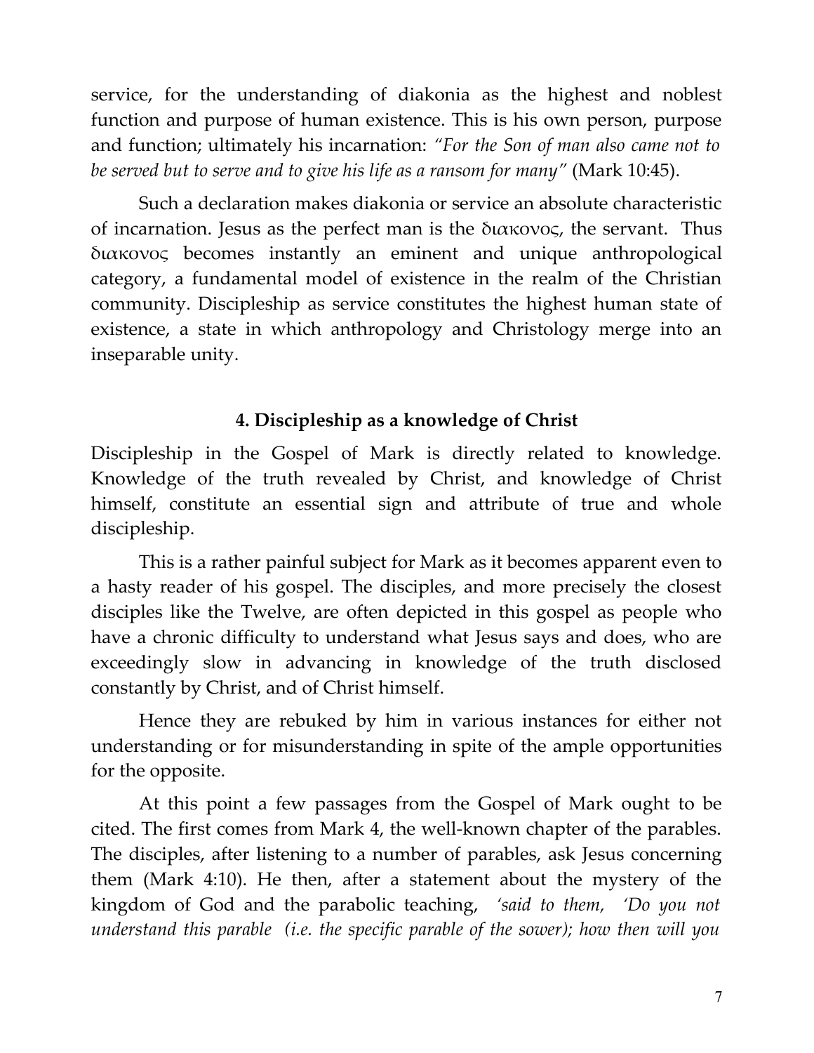service, for the understanding of diakonia as the highest and noblest function and purpose of human existence. This is his own person, purpose and function; ultimately his incarnation: *"For the Son of man also came not to be served but to serve and to give his life as a ransom for many"* (Mark 10:45).

Such a declaration makes diakonia or service an absolute characteristic of incarnation. Jesus as the perfect man is the διακονος, the servant. Thus διακονος becomes instantly an eminent and unique anthropological category, a fundamental model of existence in the realm of the Christian community. Discipleship as service constitutes the highest human state of existence, a state in which anthropology and Christology merge into an inseparable unity.

### 4. Discipleship as a knowledge of Christ

Discipleship in the Gospel of Mark is directly related to knowledge. Knowledge of the truth revealed by Christ, and knowledge of Christ himself, constitute an essential sign and attribute of true and whole discipleship.

This is a rather painful subject for Mark as it becomes apparent even to a hasty reader of his gospel. The disciples, and more precisely the closest disciples like the Twelve, are often depicted in this gospel as people who have a chronic difficulty to understand what Jesus says and does, who are exceedingly slow in advancing in knowledge of the truth disclosed constantly by Christ, and of Christ himself.

Hence they are rebuked by him in various instances for either not understanding or for misunderstanding in spite of the ample opportunities for the opposite.

At this point a few passages from the Gospel of Mark ought to be cited. The first comes from Mark 4, the well-known chapter of the parables. The disciples, after listening to a number of parables, ask Jesus concerning them (Mark 4:10). He then, after a statement about the mystery of the kingdom of God and the parabolic teaching, *'said to them, 'Do you not understand this parable (i.e. the specific parable of the sower); how then will you*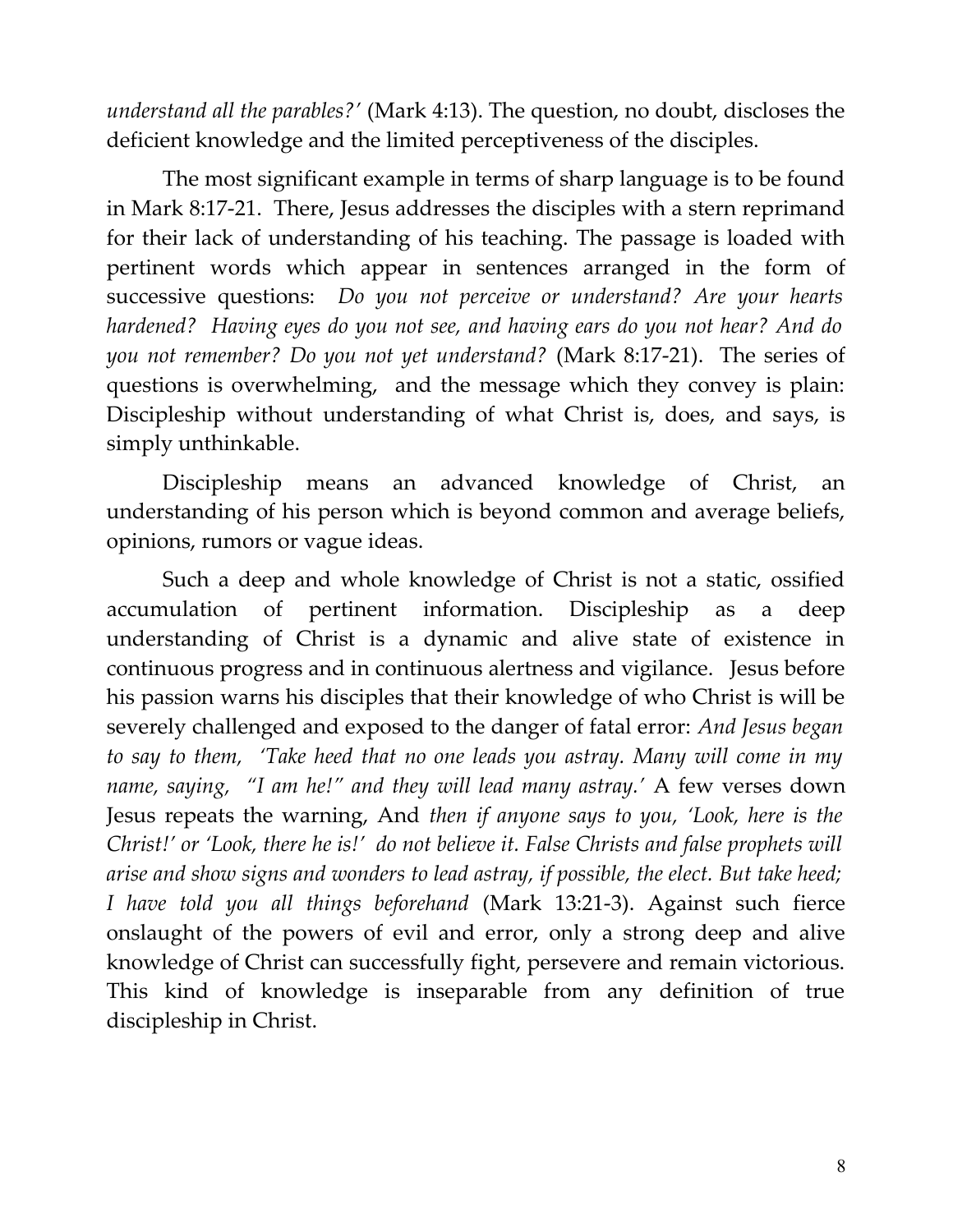*understand all the parables?'* (Mark 4:13). The question, no doubt, discloses the deficient knowledge and the limited perceptiveness of the disciples.

The most significant example in terms of sharp language is to be found in Mark 8:17-21. There, Jesus addresses the disciples with a stern reprimand for their lack of understanding of his teaching. The passage is loaded with pertinent words which appear in sentences arranged in the form of successive questions: *Do you not perceive or understand? Are your hearts hardened? Having eyes do you not see, and having ears do you not hear? And do you not remember? Do you not yet understand?* (Mark 8:17-21). The series of questions is overwhelming, and the message which they convey is plain: Discipleship without understanding of what Christ is, does, and says, is simply unthinkable.

Discipleship means an advanced knowledge of Christ, an understanding of his person which is beyond common and average beliefs, opinions, rumors or vague ideas.

Such a deep and whole knowledge of Christ is not a static, ossified accumulation of pertinent information. Discipleship as a deep understanding of Christ is a dynamic and alive state of existence in continuous progress and in continuous alertness and vigilance. Jesus before his passion warns his disciples that their knowledge of who Christ is will be severely challenged and exposed to the danger of fatal error: *And Jesus began to say to them, 'Take heed that no one leads you astray. Many will come in my name, saying, "I am he!" and they will lead many astray.'* A few verses down Jesus repeats the warning, And *then if anyone says to you, 'Look, here is the Christ!' or 'Look, there he is!' do not believe it. False Christs and false prophets will arise and show signs and wonders to lead astray, if possible, the elect. But take heed; I have told you all things beforehand* (Mark 13:21-3). Against such fierce onslaught of the powers of evil and error, only a strong deep and alive knowledge of Christ can successfully fight, persevere and remain victorious. This kind of knowledge is inseparable from any definition of true discipleship in Christ.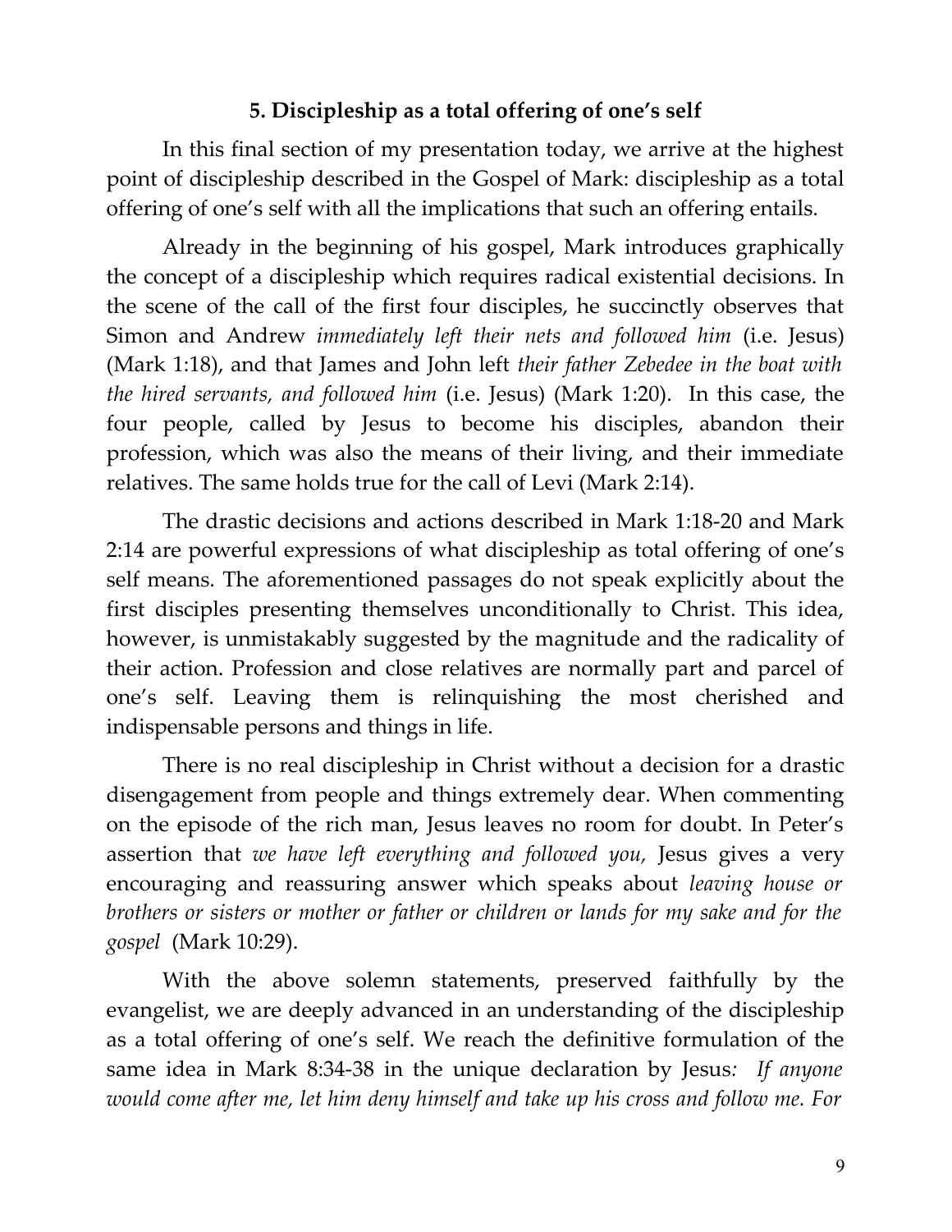### 5. Discipleship as a total offering of one's self

In this final section of my presentation today, we arrive at the highest point of discipleship described in the Gospel of Mark: discipleship as a total offering of one's self with all the implications that such an offering entails.

Already in the beginning of his gospel, Mark introduces graphically the concept of a discipleship which requires radical existential decisions. In the scene of the call of the first four disciples, he succinctly observes that Simon and Andrew *immediately left their nets and followed him* (i.e. Jesus) (Mark 1:18), and that James and John left *their father Zebedee in the boat with the hired servants, and followed him* (i.e. Jesus) (Mark 1:20). In this case, the four people, called by Jesus to become his disciples, abandon their profession, which was also the means of their living, and their immediate relatives. The same holds true for the call of Levi (Mark 2:14).

The drastic decisions and actions described in Mark 1:18-20 and Mark 2:14 are powerful expressions of what discipleship as total offering of one's self means. The aforementioned passages do not speak explicitly about the first disciples presenting themselves unconditionally to Christ. This idea, however, is unmistakably suggested by the magnitude and the radicality of their action. Profession and close relatives are normally part and parcel of one's self. Leaving them is relinquishing the most cherished and indispensable persons and things in life.

There is no real discipleship in Christ without a decision for a drastic disengagement from people and things extremely dear. When commenting on the episode of the rich man, Jesus leaves no room for doubt. In Peter's assertion that *we have left everything and followed you,* Jesus gives a very encouraging and reassuring answer which speaks about *leaving house or brothers or sisters or mother or father or children or lands for my sake and for the gospel* (Mark 10:29).

With the above solemn statements, preserved faithfully by the evangelist, we are deeply advanced in an understanding of the discipleship as a total offering of one's self. We reach the definitive formulation of the same idea in Mark 8:34-38 in the unique declaration by Jesus*: If anyone would come after me, let him deny himself and take up his cross and follow me. For*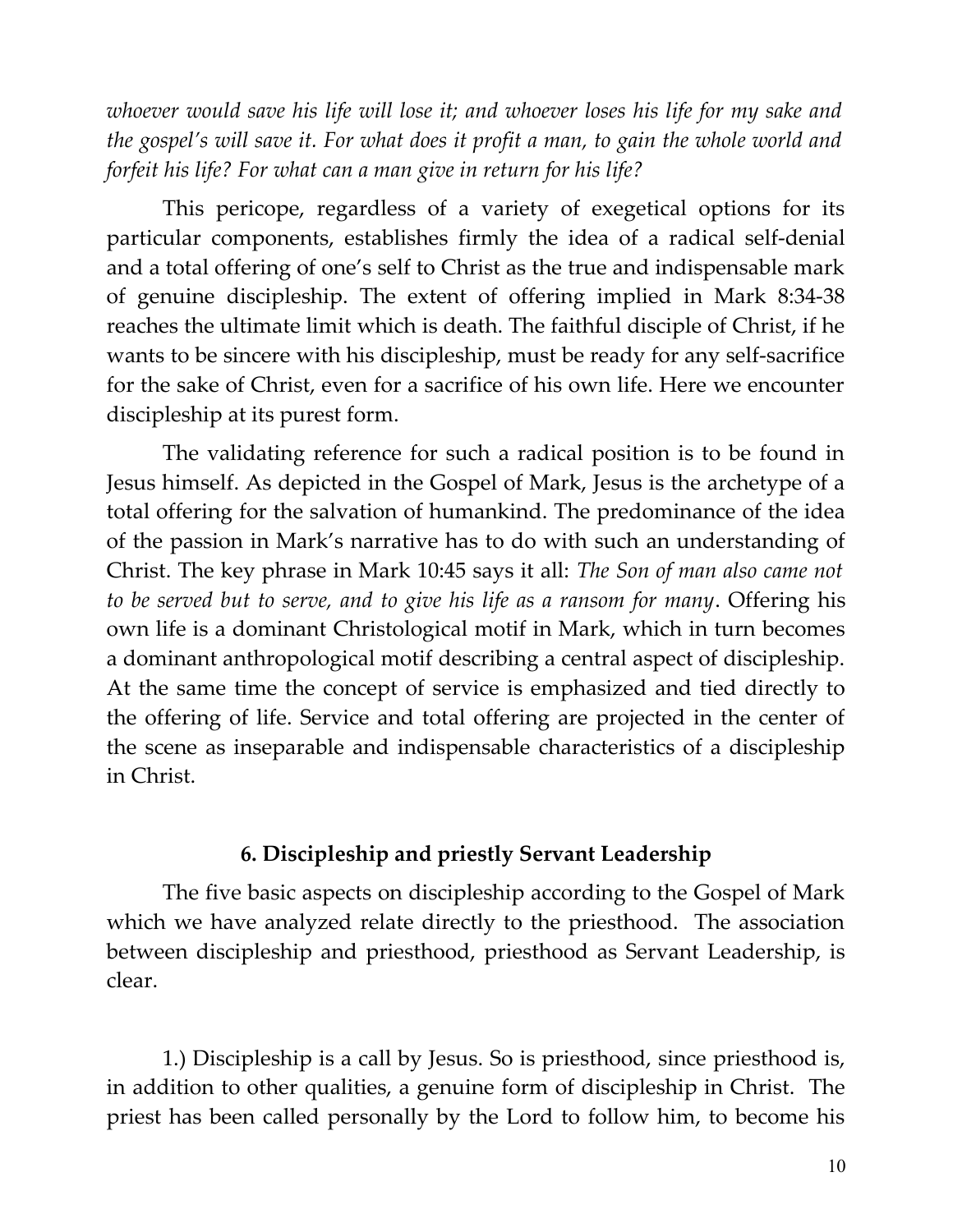*whoever would save his life will lose it; and whoever loses his life for my sake and the gospel's will save it. For what does it profit a man, to gain the whole world and forfeit his life? For what can a man give in return for his life?*

This pericope, regardless of a variety of exegetical options for its particular components, establishes firmly the idea of a radical self-denial and a total offering of one's self to Christ as the true and indispensable mark of genuine discipleship. The extent of offering implied in Mark 8:34-38 reaches the ultimate limit which is death. The faithful disciple of Christ, if he wants to be sincere with his discipleship, must be ready for any self-sacrifice for the sake of Christ, even for a sacrifice of his own life. Here we encounter discipleship at its purest form.

The validating reference for such a radical position is to be found in Jesus himself. As depicted in the Gospel of Mark, Jesus is the archetype of a total offering for the salvation of humankind. The predominance of the idea of the passion in Mark's narrative has to do with such an understanding of Christ. The key phrase in Mark 10:45 says it all: *The Son of man also came not to be served but to serve, and to give his life as a ransom for many*. Offering his own life is a dominant Christological motif in Mark, which in turn becomes a dominant anthropological motif describing a central aspect of discipleship. At the same time the concept of service is emphasized and tied directly to the offering of life. Service and total offering are projected in the center of the scene as inseparable and indispensable characteristics of a discipleship in Christ.

## 6. Discipleship and priestly Servant Leadership

The five basic aspects on discipleship according to the Gospel of Mark which we have analyzed relate directly to the priesthood. The association between discipleship and priesthood, priesthood as Servant Leadership, is clear.

1.) Discipleship is a call by Jesus. So is priesthood, since priesthood is, in addition to other qualities, a genuine form of discipleship in Christ. The priest has been called personally by the Lord to follow him, to become his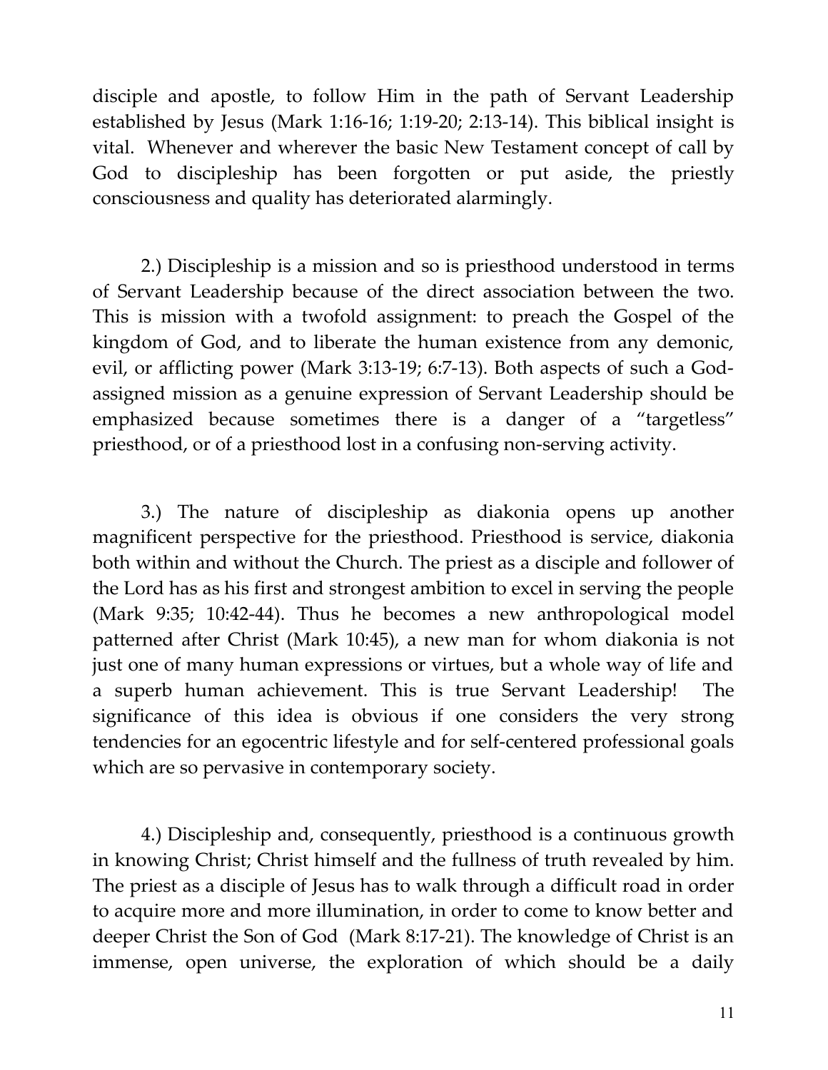disciple and apostle, to follow Him in the path of Servant Leadership established by Jesus (Mark 1:16-16; 1:19-20; 2:13-14). This biblical insight is vital. Whenever and wherever the basic New Testament concept of call by God to discipleship has been forgotten or put aside, the priestly consciousness and quality has deteriorated alarmingly.

2.) Discipleship is a mission and so is priesthood understood in terms of Servant Leadership because of the direct association between the two. This is mission with a twofold assignment: to preach the Gospel of the kingdom of God, and to liberate the human existence from any demonic, evil, or afflicting power (Mark 3:13-19; 6:7-13). Both aspects of such a God-assigned mission as a genuine expression of Servant Leadership should be emphasized because sometimes there is a danger of a "targetless" priesthood, or of a priesthood lost in a confusing non-serving activity.

3.) The nature of discipleship as diakonia opens up another magnificent perspective for the priesthood. Priesthood is service, diakonia both within and without the Church. The priest as a disciple and follower of the Lord has as his first and strongest ambition to excel in serving the people (Mark 9:35; 10:42-44). Thus he becomes a new anthropological model patterned after Christ (Mark 10:45), a new man for whom diakonia is not just one of many human expressions or virtues, but a whole way of life and a superb human achievement. This is true Servant Leadership! The significance of this idea is obvious if one considers the very strong tendencies for an egocentric lifestyle and for self-centered professional goals which are so pervasive in contemporary society.

4.) Discipleship and, consequently, priesthood is a continuous growth in knowing Christ; Christ himself and the fullness of truth revealed by him. The priest as a disciple of Jesus has to walk through a difficult road in order to acquire more and more illumination, in order to come to know better and deeper Christ the Son of God (Mark 8:17-21). The knowledge of Christ is an immense, open universe, the exploration of which should be a daily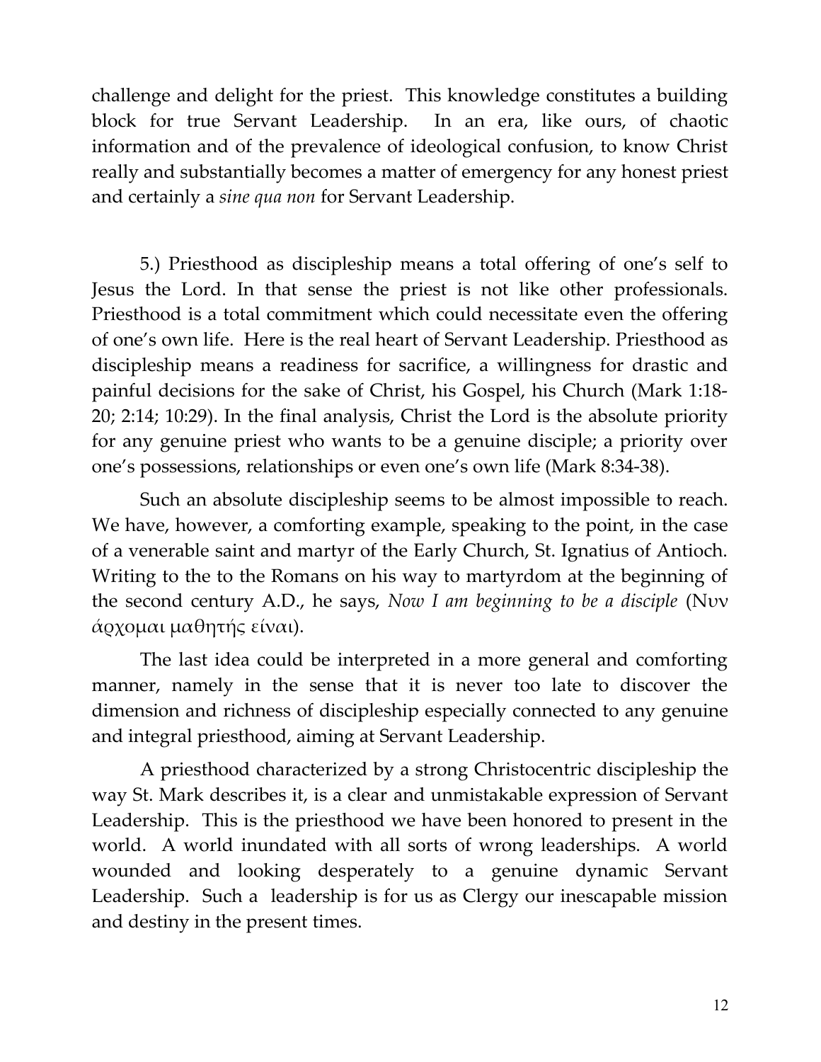challenge and delight for the priest. This knowledge constitutes a building block for true Servant Leadership. In an era, like ours, of chaotic information and of the prevalence of ideological confusion, to know Christ really and substantially becomes a matter of emergency for any honest priest and certainly a *sine qua non* for Servant Leadership.

5.) Priesthood as discipleship means a total offering of one's self to Jesus the Lord. In that sense the priest is not like other professionals. Priesthood is a total commitment which could necessitate even the offering of one's own life. Here is the real heart of Servant Leadership. Priesthood as discipleship means a readiness for sacrifice, a willingness for drastic and painful decisions for the sake of Christ, his Gospel, his Church (Mark 1:18-20; 2:14; 10:29). In the final analysis, Christ the Lord is the absolute priority for any genuine priest who wants to be a genuine disciple; a priority over one's possessions, relationships or even one's own life (Mark 8:34-38).

Such an absolute discipleship seems to be almost impossible to reach. We have, however, a comforting example, speaking to the point, in the case of a venerable saint and martyr of the Early Church, St. Ignatius of Antioch. Writing to the to the Romans on his way to martyrdom at the beginning of the second century A.D., he says, *Now I am beginning to be a disciple* (Νυν ἀρχομαι μαθητής είναι).

The last idea could be interpreted in a more general and comforting manner, namely in the sense that it is never too late to discover the dimension and richness of discipleship especially connected to any genuine and integral priesthood, aiming at Servant Leadership.

A priesthood characterized by a strong Christocentric discipleship the way St. Mark describes it, is a clear and unmistakable expression of Servant Leadership. This is the priesthood we have been honored to present in the world. A world inundated with all sorts of wrong leaderships. A world wounded and looking desperately to a genuine dynamic Servant Leadership. Such a leadership is for us as Clergy our inescapable mission and destiny in the present times.